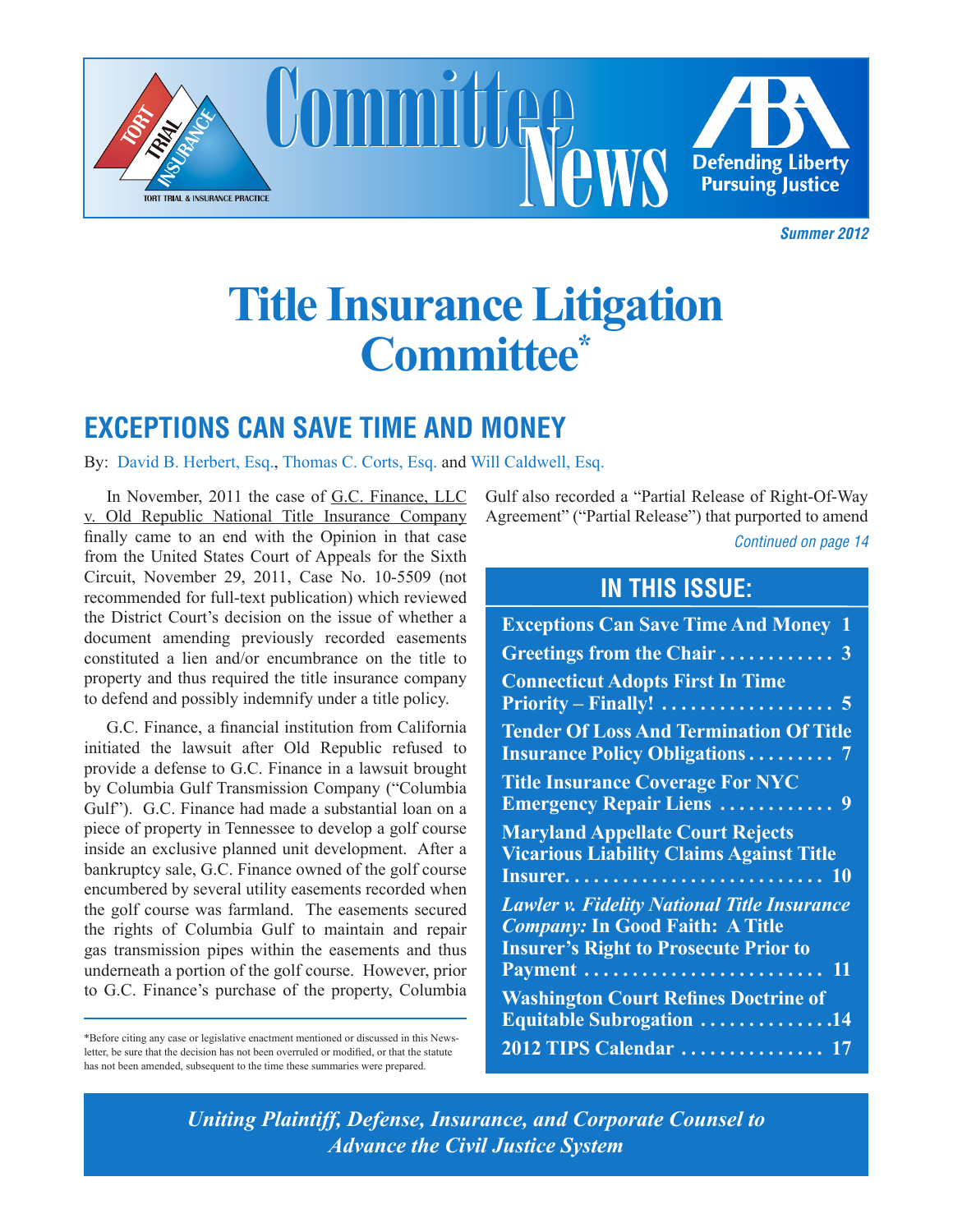Committee News

Summer 2012

# Title Insurance Litigation Committee*

## EXCEPTIONS CAN SAVE TIME AND MONEY

By: David B. Herbert, Esq., Thomas C. Corts, Esq. and Will Caldwell, Esq.

In November, 2011 the case of G.C. Finance, LLC v. Old Republic National Title Insurance Company finally came to an end with the Opinion in that case from the United States Court of Appeals for the Sixth Circuit, November 29, 2011, Case No. 10-5509 (not recommended for full-text publication) which reviewed the District Court's decision on the issue of whether a document amending previously recorded easements constituted a lien and/or encumbrance on the title to property and thus required the title insurance company to defend and possibly indemnify under a title policy.

G.C. Finance, a financial institution from California initiated the lawsuit after Old Republic refused to provide a defense to G.C. Finance in a lawsuit brought by Columbia Gulf Transmission Company ("Columbia Gulf"). G.C. Finance had made a substantial loan on a piece of property in Tennessee to develop a golf course inside an exclusive planned unit development. After a bankruptcy sale, G.C. Finance owned of the golf course encumbered by several utility easements recorded when the golf course was farmland. The easements secured the rights of Columbia Gulf to maintain and repair gas transmission pipes within the easements and thus underneath a portion of the golf course. However, prior to G.C. Finance's purchase of the property, Columbia Gulf also recorded a "Partial Release of Right-Of-Way Agreement" ("Partial Release") that purported to amend

*Continued on page 14*

*Before citing any case or legislative enactment mentioned or discussed in this Newsletter, be sure that the decision has not been overruled or modified, or that the statute has not been amended, subsequent to the time these summaries were prepared.

## IN THIS ISSUE:

- **Exceptions Can Save Time And Money** 1
- **Greetings from the Chair** 3
- **Connecticut Adopts First In Time Priority – Finally!** 5
- **Tender Of Loss And Termination Of Title Insurance Policy Obligations** 7
- **Title Insurance Coverage For NYC Emergency Repair Liens** 9
- **Maryland Appellate Court Rejects Vicarious Liability Claims Against Title Insurer** 10
- ***Lawler v. Fidelity National Title Insurance Company:* In Good Faith: A Title Insurer's Right to Prosecute Prior to Payment** 11
- **Washington Court Refines Doctrine of Equitable Subrogation** 14
- **2012 TIPS Calendar** 17

*Uniting Plaintiff, Defense, Insurance, and Corporate Counsel to Advance the Civil Justice System*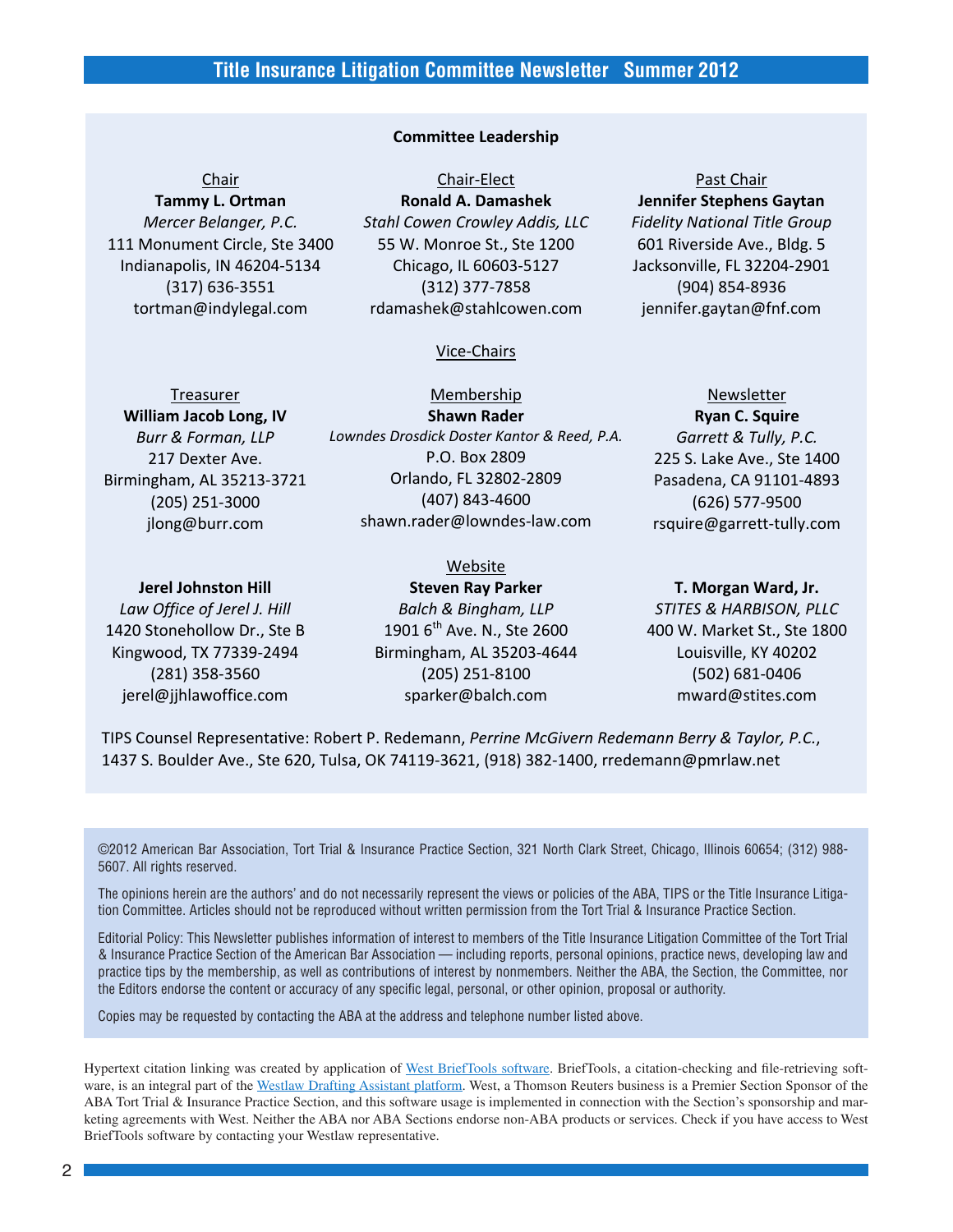## Committee Leadership

**Chair**
**Tammy L. Ortman**
*Mercer Belanger, P.C.*
111 Monument Circle, Ste 3400
Indianapolis, IN 46204-5134
(317) 636-3551
tortman@indylegal.com

**Chair-Elect**
**Ronald A. Damashek**
*Stahl Cowen Crowley Addis, LLC*
55 W. Monroe St., Ste 1200
Chicago, IL 60603-5127
(312) 377-7858
rdamashek@stahlcowen.com

**Past Chair**
**Jennifer Stephens Gaytan**
*Fidelity National Title Group*
601 Riverside Ave., Bldg. 5
Jacksonville, FL 32204-2901
(904) 854-8936
jennifer.gaytan@fnf.com

### Vice-Chairs

**Treasurer**
**William Jacob Long, IV**
*Burr & Forman, LLP*
217 Dexter Ave.
Birmingham, AL 35213-3721
(205) 251-3000
jlong@burr.com

**Membership**
**Shawn Rader**
*Lowndes Drosdick Doster Kantor & Reed, P.A.*
P.O. Box 2809
Orlando, FL 32802-2809
(407) 843-4600
shawn.rader@lowndes-law.com

**Newsletter**
**Ryan C. Squire**
*Garrett & Tully, P.C.*
225 S. Lake Ave., Ste 1400
Pasadena, CA 91101-4893
(626) 577-9500
rsquire@garrett-tully.com

**Jerel Johnston Hill**
*Law Office of Jerel J. Hill*
1420 Stonehollow Dr., Ste B
Kingwood, TX 77339-2494
(281) 358-3560
jerel@jjhlawoffice.com

**Website**
**Steven Ray Parker**
*Balch & Bingham, LLP*
1901 6th Ave. N., Ste 2600
Birmingham, AL 35203-4644
(205) 251-8100
sparker@balch.com

**T. Morgan Ward, Jr.**
*STITES & HARBISON, PLLC*
400 W. Market St., Ste 1800
Louisville, KY 40202
(502) 681-0406
mward@stites.com

TIPS Counsel Representative: Robert P. Redemann, *Perrine McGivern Redemann Berry & Taylor, P.C.*, 1437 S. Boulder Ave., Ste 620, Tulsa, OK 74119-3621, (918) 382-1400, rredemann@pmrlaw.net

©2012 American Bar Association, Tort Trial & Insurance Practice Section, 321 North Clark Street, Chicago, Illinois 60654; (312) 988-5607. All rights reserved.

The opinions herein are the authors' and do not necessarily represent the views or policies of the ABA, TIPS or the Title Insurance Litigation Committee. Articles should not be reproduced without written permission from the Tort Trial & Insurance Practice Section.

Editorial Policy: This Newsletter publishes information of interest to members of the Title Insurance Litigation Committee of the Tort Trial & Insurance Practice Section of the American Bar Association — including reports, personal opinions, practice news, developing law and practice tips by the membership, as well as contributions of interest by nonmembers. Neither the ABA, the Section, the Committee, nor the Editors endorse the content or accuracy of any specific legal, personal, or other opinion, proposal or authority.

Copies may be requested by contacting the ABA at the address and telephone number listed above.

Hypertext citation linking was created by application of West BriefTools software. BriefTools, a citation-checking and file-retrieving software, is an integral part of the Westlaw Drafting Assistant platform. West, a Thomson Reuters business is a Premier Section Sponsor of the ABA Tort Trial & Insurance Practice Section, and this software usage is implemented in connection with the Section's sponsorship and marketing agreements with West. Neither the ABA nor ABA Sections endorse non-ABA products or services. Check if you have access to West BriefTools software by contacting your Westlaw representative.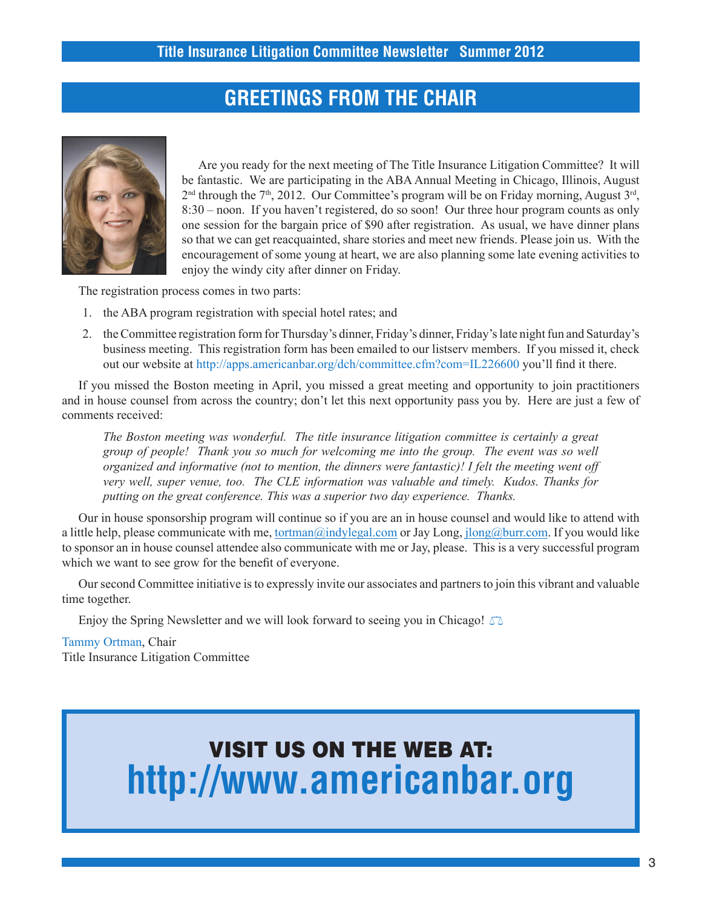## GREETINGS FROM THE CHAIR

Are you ready for the next meeting of The Title Insurance Litigation Committee? It will be fantastic. We are participating in the ABA Annual Meeting in Chicago, Illinois, August 2nd through the 7th, 2012. Our Committee's program will be on Friday morning, August 3rd, 8:30 – noon. If you haven't registered, do so soon! Our three hour program counts as only one session for the bargain price of $90 after registration. As usual, we have dinner plans so that we can get reacquainted, share stories and meet new friends. Please join us. With the encouragement of some young at heart, we are also planning some late evening activities to enjoy the windy city after dinner on Friday.

The registration process comes in two parts:

1. the ABA program registration with special hotel rates; and
2. the Committee registration form for Thursday's dinner, Friday's dinner, Friday's late night fun and Saturday's business meeting. This registration form has been emailed to our listserv members. If you missed it, check out our website at http://apps.americanbar.org/dch/committee.cfm?com=IL226600 you'll find it there.

If you missed the Boston meeting in April, you missed a great meeting and opportunity to join practitioners and in house counsel from across the country; don't let this next opportunity pass you by. Here are just a few of comments received:

> *The Boston meeting was wonderful. The title insurance litigation committee is certainly a great group of people! Thank you so much for welcoming me into the group. The event was so well organized and informative (not to mention, the dinners were fantastic)! I felt the meeting went off very well, super venue, too. The CLE information was valuable and timely. Kudos. Thanks for putting on the great conference. This was a superior two day experience. Thanks.*

Our in house sponsorship program will continue so if you are an in house counsel and would like to attend with a little help, please communicate with me, tortman@indylegal.com or Jay Long, jlong@burr.com. If you would like to sponsor an in house counsel attendee also communicate with me or Jay, please. This is a very successful program which we want to see grow for the benefit of everyone.

Our second Committee initiative is to expressly invite our associates and partners to join this vibrant and valuable time together.

Enjoy the Spring Newsletter and we will look forward to seeing you in Chicago!

Tammy Ortman, Chair
Title Insurance Litigation Committee

**VISIT US ON THE WEB AT:**
**http://www.americanbar.org**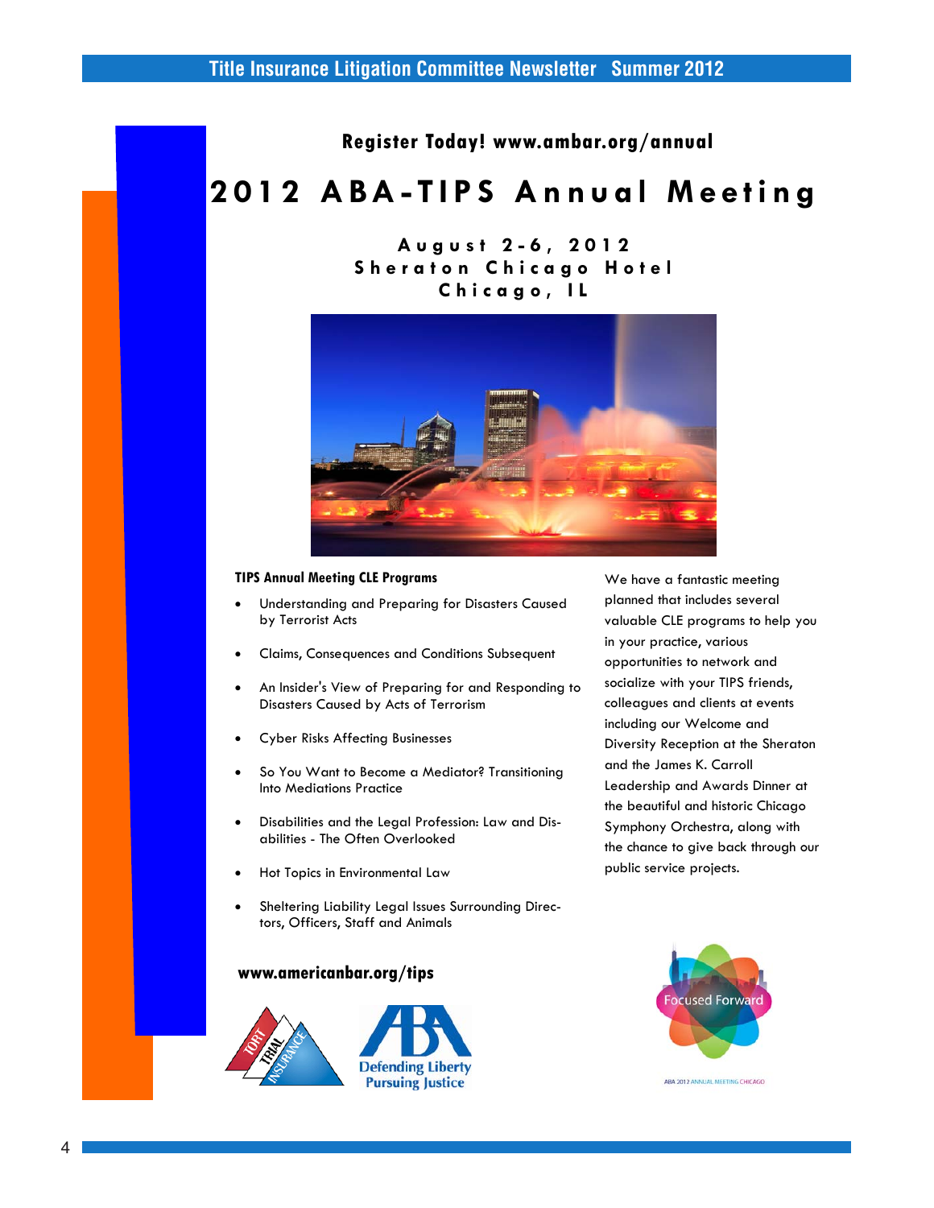**Register Today! www.ambar.org/annual**

# 2012 ABA-TIPS Annual Meeting

**August 2-6, 2012**
**Sheraton Chicago Hotel**
**Chicago, IL**

**TIPS Annual Meeting CLE Programs**

- Understanding and Preparing for Disasters Caused by Terrorist Acts
- Claims, Consequences and Conditions Subsequent
- An Insider's View of Preparing for and Responding to Disasters Caused by Acts of Terrorism
- Cyber Risks Affecting Businesses
- So You Want to Become a Mediator? Transitioning Into Mediations Practice
- Disabilities and the Legal Profession: Law and Disabilities - The Often Overlooked
- Hot Topics in Environmental Law
- Sheltering Liability Legal Issues Surrounding Directors, Officers, Staff and Animals

We have a fantastic meeting planned that includes several valuable CLE programs to help you in your practice, various opportunities to network and socialize with your TIPS friends, colleagues and clients at events including our Welcome and Diversity Reception at the Sheraton and the James K. Carroll Leadership and Awards Dinner at the beautiful and historic Chicago Symphony Orchestra, along with the chance to give back through our public service projects.

**www.americanbar.org/tips**

TORT TRIAL INSURANCE

ABA Defending Liberty Pursuing Justice

Focused Forward

ABA 2012 ANNUAL MEETING CHICAGO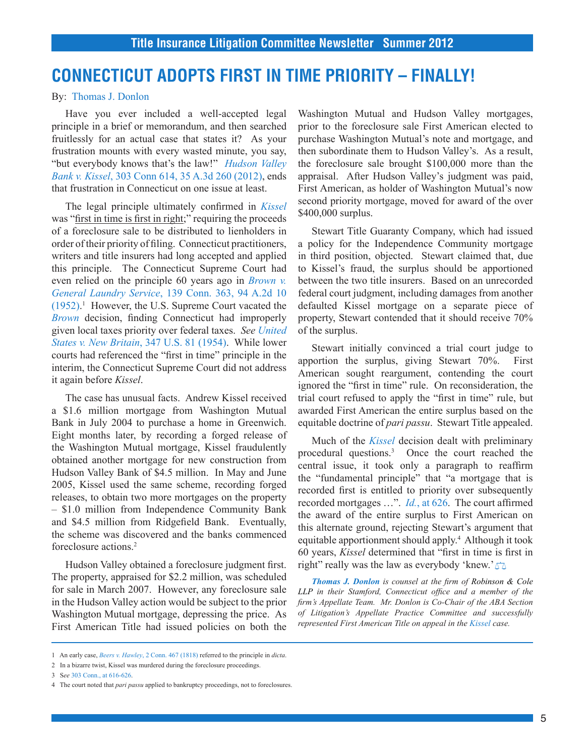# CONNECTICUT ADOPTS FIRST IN TIME PRIORITY – FINALLY!

By: Thomas J. Donlon

Have you ever included a well-accepted legal principle in a brief or memorandum, and then searched fruitlessly for an actual case that states it? As your frustration mounts with every wasted minute, you say, "but everybody knows that's the law!" *Hudson Valley Bank v. Kissel*, 303 Conn 614, 35 A.3d 260 (2012), ends that frustration in Connecticut on one issue at least.

The legal principle ultimately confirmed in *Kissel* was "first in time is first in right;" requiring the proceeds of a foreclosure sale to be distributed to lienholders in order of their priority of filing. Connecticut practitioners, writers and title insurers had long accepted and applied this principle. The Connecticut Supreme Court had even relied on the principle 60 years ago in *Brown v. General Laundry Service*, 139 Conn. 363, 94 A.2d 10 (1952).[1] However, the U.S. Supreme Court vacated the *Brown* decision, finding Connecticut had improperly given local taxes priority over federal taxes. *See United States v. New Britain*, 347 U.S. 81 (1954). While lower courts had referenced the "first in time" principle in the interim, the Connecticut Supreme Court did not address it again before *Kissel*.

The case has unusual facts. Andrew Kissel received a \$1.6 million mortgage from Washington Mutual Bank in July 2004 to purchase a home in Greenwich. Eight months later, by recording a forged release of the Washington Mutual mortgage, Kissel fraudulently obtained another mortgage for new construction from Hudson Valley Bank of \$4.5 million. In May and June 2005, Kissel used the same scheme, recording forged releases, to obtain two more mortgages on the property – \$1.0 million from Independence Community Bank and \$4.5 million from Ridgefield Bank. Eventually, the scheme was discovered and the banks commenced foreclosure actions.[2]

Hudson Valley obtained a foreclosure judgment first. The property, appraised for \$2.2 million, was scheduled for sale in March 2007. However, any foreclosure sale in the Hudson Valley action would be subject to the prior Washington Mutual mortgage, depressing the price. As First American Title had issued policies on both the Washington Mutual and Hudson Valley mortgages, prior to the foreclosure sale First American elected to purchase Washington Mutual's note and mortgage, and then subordinate them to Hudson Valley's. As a result, the foreclosure sale brought \$100,000 more than the appraisal. After Hudson Valley's judgment was paid, First American, as holder of Washington Mutual's now second priority mortgage, moved for award of the over \$400,000 surplus.

Stewart Title Guaranty Company, which had issued a policy for the Independence Community mortgage in third position, objected. Stewart claimed that, due to Kissel's fraud, the surplus should be apportioned between the two title insurers. Based on an unrecorded federal court judgment, including damages from another defaulted Kissel mortgage on a separate piece of property, Stewart contended that it should receive 70% of the surplus.

Stewart initially convinced a trial court judge to apportion the surplus, giving Stewart 70%. First American sought reargument, contending the court ignored the "first in time" rule. On reconsideration, the trial court refused to apply the "first in time" rule, but awarded First American the entire surplus based on the equitable doctrine of *pari passu*. Stewart Title appealed.

Much of the *Kissel* decision dealt with preliminary procedural questions.[3] Once the court reached the central issue, it took only a paragraph to reaffirm the "fundamental principle" that "a mortgage that is recorded first is entitled to priority over subsequently recorded mortgages …". *Id.*, at 626. The court affirmed the award of the entire surplus to First American on this alternate ground, rejecting Stewart's argument that equitable apportionment should apply.[4] Although it took 60 years, *Kissel* determined that "first in time is first in right" really was the law as everybody 'knew.'

***Thomas J. Donlon** is counsel at the firm of Robinson & Cole LLP in their Stamford, Connecticut office and a member of the firm's Appellate Team. Mr. Donlon is Co-Chair of the ABA Section of Litigation's Appellate Practice Committee and successfully represented First American Title on appeal in the Kissel case.*

---

1 An early case, *Beers v. Hawley*, 2 Conn. 467 (1818) referred to the principle in *dicta*.

2 In a bizarre twist, Kissel was murdered during the foreclosure proceedings.

3 S*ee* 303 Conn., at 616-626.

4 The court noted that *pari passu* applied to bankruptcy proceedings, not to foreclosures.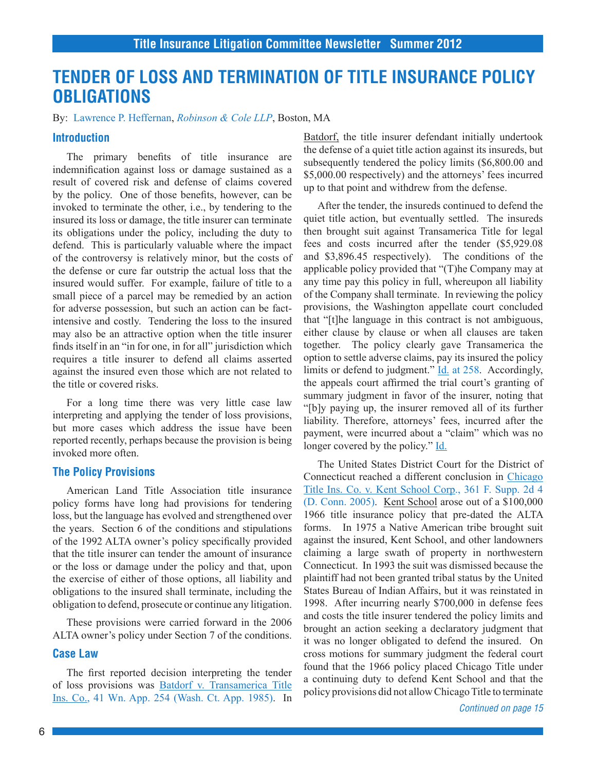# TENDER OF LOSS AND TERMINATION OF TITLE INSURANCE POLICY OBLIGATIONS

By: Lawrence P. Heffernan, *Robinson & Cole LLP*, Boston, MA

### Introduction

The primary benefits of title insurance are indemnification against loss or damage sustained as a result of covered risk and defense of claims covered by the policy. One of those benefits, however, can be invoked to terminate the other, i.e., by tendering to the insured its loss or damage, the title insurer can terminate its obligations under the policy, including the duty to defend. This is particularly valuable where the impact of the controversy is relatively minor, but the costs of the defense or cure far outstrip the actual loss that the insured would suffer. For example, failure of title to a small piece of a parcel may be remedied by an action for adverse possession, but such an action can be fact-intensive and costly. Tendering the loss to the insured may also be an attractive option when the title insurer finds itself in an "in for one, in for all" jurisdiction which requires a title insurer to defend all claims asserted against the insured even those which are not related to the title or covered risks.

For a long time there was very little case law interpreting and applying the tender of loss provisions, but more cases which address the issue have been reported recently, perhaps because the provision is being invoked more often.

### The Policy Provisions

American Land Title Association title insurance policy forms have long had provisions for tendering loss, but the language has evolved and strengthened over the years. Section 6 of the conditions and stipulations of the 1992 ALTA owner's policy specifically provided that the title insurer can tender the amount of insurance or the loss or damage under the policy and that, upon the exercise of either of those options, all liability and obligations to the insured shall terminate, including the obligation to defend, prosecute or continue any litigation.

These provisions were carried forward in the 2006 ALTA owner's policy under Section 7 of the conditions.

### Case Law

The first reported decision interpreting the tender of loss provisions was Batdorf v. Transamerica Title Ins. Co., 41 Wn. App. 254 (Wash. Ct. App. 1985). In Batdorf, the title insurer defendant initially undertook the defense of a quiet title action against its insureds, but subsequently tendered the policy limits ($6,800.00 and $5,000.00 respectively) and the attorneys' fees incurred up to that point and withdrew from the defense.

After the tender, the insureds continued to defend the quiet title action, but eventually settled. The insureds then brought suit against Transamerica Title for legal fees and costs incurred after the tender ($5,929.08 and $3,896.45 respectively). The conditions of the applicable policy provided that "(T)he Company may at any time pay this policy in full, whereupon all liability of the Company shall terminate. In reviewing the policy provisions, the Washington appellate court concluded that "[t]he language in this contract is not ambiguous, either clause by clause or when all clauses are taken together. The policy clearly gave Transamerica the option to settle adverse claims, pay its insured the policy limits or defend to judgment." Id. at 258. Accordingly, the appeals court affirmed the trial court's granting of summary judgment in favor of the insurer, noting that "[b]y paying up, the insurer removed all of its further liability. Therefore, attorneys' fees, incurred after the payment, were incurred about a "claim" which was no longer covered by the policy." Id.

The United States District Court for the District of Connecticut reached a different conclusion in Chicago Title Ins. Co. v. Kent School Corp., 361 F. Supp. 2d 4 (D. Conn. 2005). Kent School arose out of a $100,000 1966 title insurance policy that pre-dated the ALTA forms. In 1975 a Native American tribe brought suit against the insured, Kent School, and other landowners claiming a large swath of property in northwestern Connecticut. In 1993 the suit was dismissed because the plaintiff had not been granted tribal status by the United States Bureau of Indian Affairs, but it was reinstated in 1998. After incurring nearly $700,000 in defense fees and costs the title insurer tendered the policy limits and brought an action seeking a declaratory judgment that it was no longer obligated to defend the insured. On cross motions for summary judgment the federal court found that the 1966 policy placed Chicago Title under a continuing duty to defend Kent School and that the policy provisions did not allow Chicago Title to terminate

*Continued on page 15*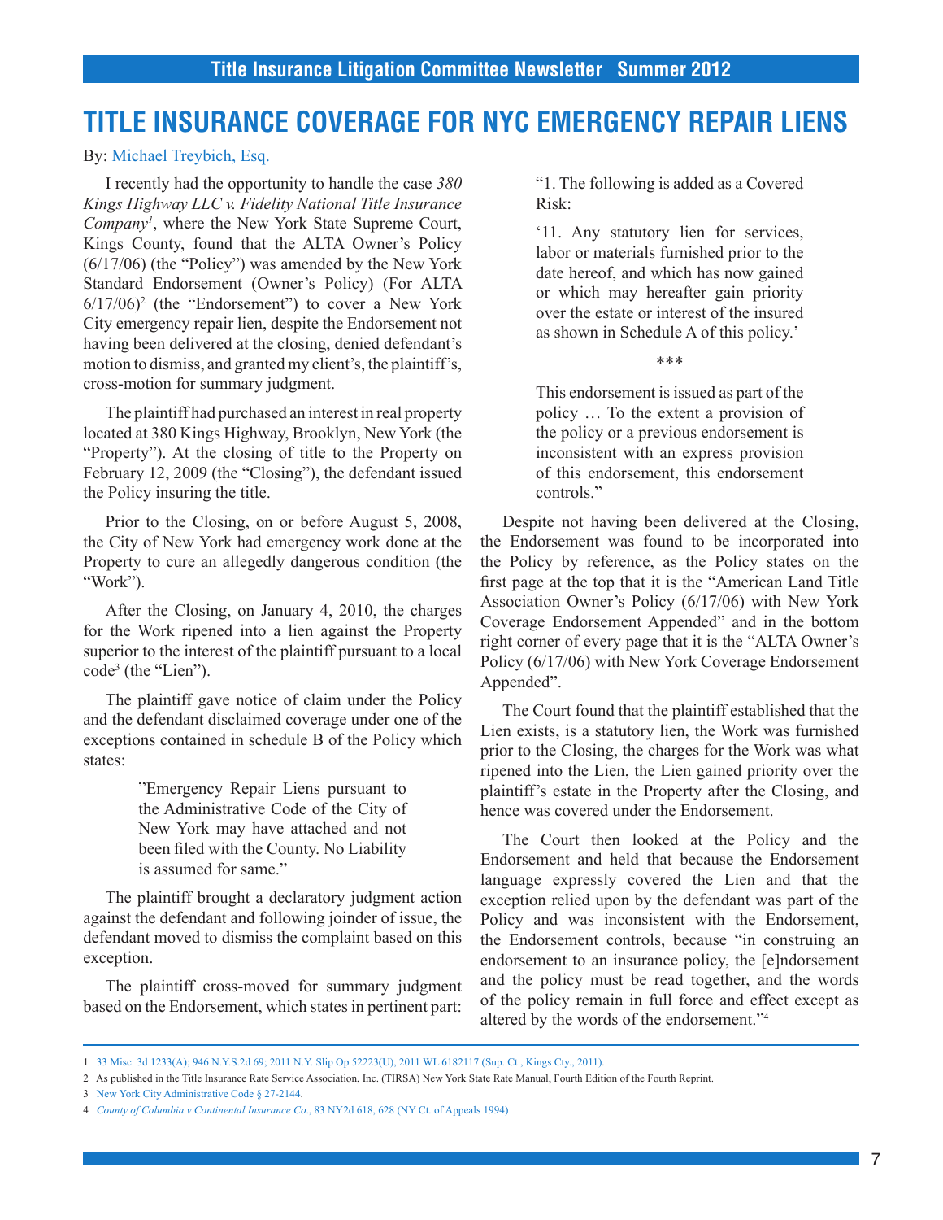# TITLE INSURANCE COVERAGE FOR NYC EMERGENCY REPAIR LIENS

By: Michael Treybich, Esq.

I recently had the opportunity to handle the case *380 Kings Highway LLC v. Fidelity National Title Insurance Company*[1], where the New York State Supreme Court, Kings County, found that the ALTA Owner's Policy (6/17/06) (the "Policy") was amended by the New York Standard Endorsement (Owner's Policy) (For ALTA 6/17/06)[2] (the "Endorsement") to cover a New York City emergency repair lien, despite the Endorsement not having been delivered at the closing, denied defendant's motion to dismiss, and granted my client's, the plaintiff's, cross-motion for summary judgment.

The plaintiff had purchased an interest in real property located at 380 Kings Highway, Brooklyn, New York (the "Property"). At the closing of title to the Property on February 12, 2009 (the "Closing"), the defendant issued the Policy insuring the title.

Prior to the Closing, on or before August 5, 2008, the City of New York had emergency work done at the Property to cure an allegedly dangerous condition (the "Work").

After the Closing, on January 4, 2010, the charges for the Work ripened into a lien against the Property superior to the interest of the plaintiff pursuant to a local code[3] (the "Lien").

The plaintiff gave notice of claim under the Policy and the defendant disclaimed coverage under one of the exceptions contained in schedule B of the Policy which states:

> "Emergency Repair Liens pursuant to the Administrative Code of the City of New York may have attached and not been filed with the County. No Liability is assumed for same."

The plaintiff brought a declaratory judgment action against the defendant and following joinder of issue, the defendant moved to dismiss the complaint based on this exception.

The plaintiff cross-moved for summary judgment based on the Endorsement, which states in pertinent part:

> "1. The following is added as a Covered Risk:
>
> '11. Any statutory lien for services, labor or materials furnished prior to the date hereof, and which has now gained or which may hereafter gain priority over the estate or interest of the insured as shown in Schedule A of this policy.'
>
> ***
>
> This endorsement is issued as part of the policy … To the extent a provision of the policy or a previous endorsement is inconsistent with an express provision of this endorsement, this endorsement controls."

Despite not having been delivered at the Closing, the Endorsement was found to be incorporated into the Policy by reference, as the Policy states on the first page at the top that it is the "American Land Title Association Owner's Policy (6/17/06) with New York Coverage Endorsement Appended" and in the bottom right corner of every page that it is the "ALTA Owner's Policy (6/17/06) with New York Coverage Endorsement Appended".

The Court found that the plaintiff established that the Lien exists, is a statutory lien, the Work was furnished prior to the Closing, the charges for the Work was what ripened into the Lien, the Lien gained priority over the plaintiff's estate in the Property after the Closing, and hence was covered under the Endorsement.

The Court then looked at the Policy and the Endorsement and held that because the Endorsement language expressly covered the Lien and that the exception relied upon by the defendant was part of the Policy and was inconsistent with the Endorsement, the Endorsement controls, because "in construing an endorsement to an insurance policy, the [e]ndorsement and the policy must be read together, and the words of the policy remain in full force and effect except as altered by the words of the endorsement."[4]

---

1 33 Misc. 3d 1233(A); 946 N.Y.S.2d 69; 2011 N.Y. Slip Op 52223(U), 2011 WL 6182117 (Sup. Ct., Kings Cty., 2011).

2 As published in the Title Insurance Rate Service Association, Inc. (TIRSA) New York State Rate Manual, Fourth Edition of the Fourth Reprint.

3 New York City Administrative Code § 27-2144.

4 *County of Columbia v Continental Insurance Co*., 83 NY2d 618, 628 (NY Ct. of Appeals 1994)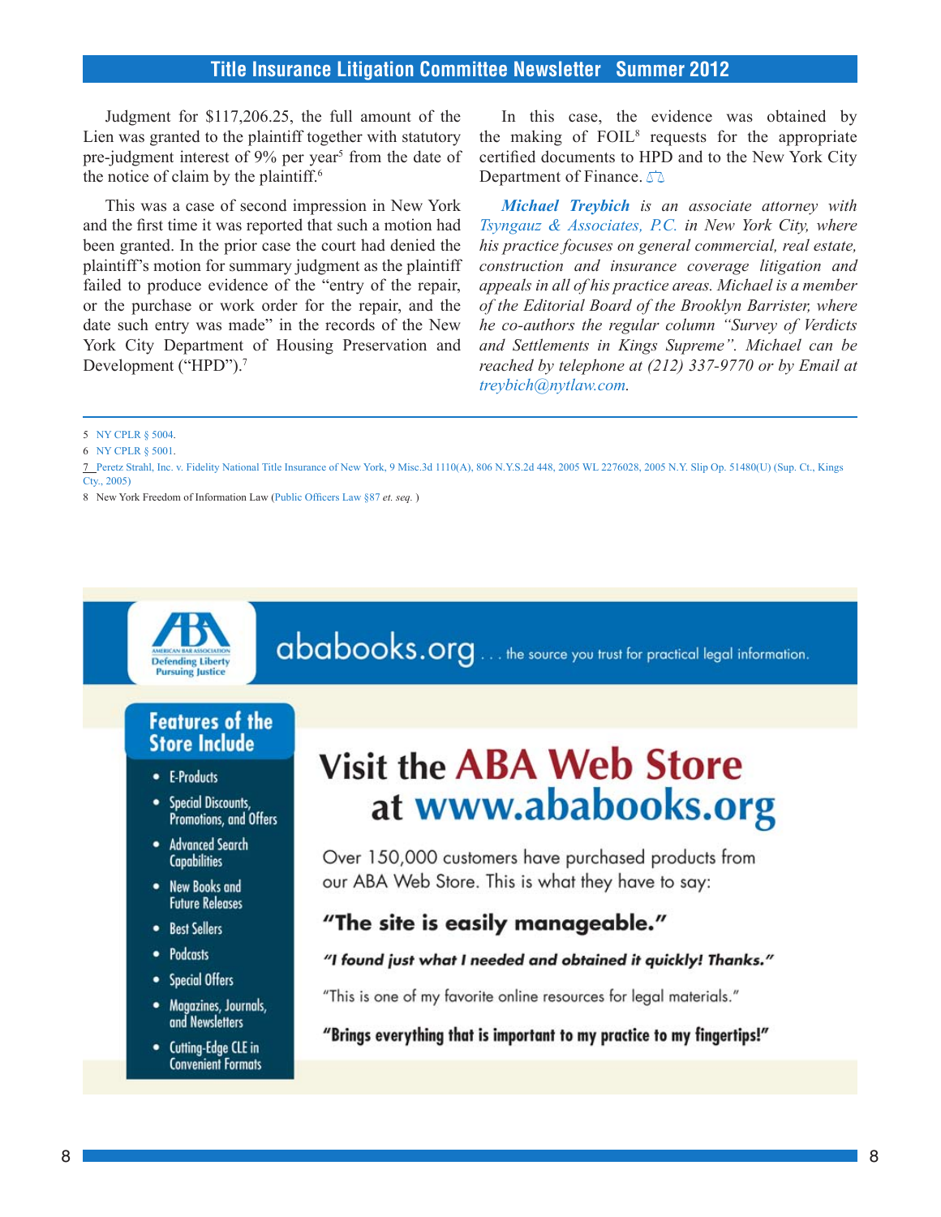Judgment for $117,206.25, the full amount of the Lien was granted to the plaintiff together with statutory pre-judgment interest of 9% per year[5] from the date of the notice of claim by the plaintiff.[6]

This was a case of second impression in New York and the first time it was reported that such a motion had been granted. In the prior case the court had denied the plaintiff's motion for summary judgment as the plaintiff failed to produce evidence of the "entry of the repair, or the purchase or work order for the repair, and the date such entry was made" in the records of the New York City Department of Housing Preservation and Development ("HPD").[7]

In this case, the evidence was obtained by the making of FOIL[8] requests for the appropriate certified documents to HPD and to the New York City Department of Finance.

***Michael Treybich** is an associate attorney with Tsyngauz & Associates, P.C. in New York City, where his practice focuses on general commercial, real estate, construction and insurance coverage litigation and appeals in all of his practice areas. Michael is a member of the Editorial Board of the Brooklyn Barrister, where he co-authors the regular column "Survey of Verdicts and Settlements in Kings Supreme". Michael can be reached by telephone at (212) 337-9770 or by Email at treybich@nytlaw.com.*

---

5 NY CPLR § 5004.

6 NY CPLR § 5001.

7 Peretz Strahl, Inc. v. Fidelity National Title Insurance of New York, 9 Misc.3d 1110(A), 806 N.Y.S.2d 448, 2005 WL 2276028, 2005 N.Y. Slip Op. 51480(U) (Sup. Ct., Kings Cty., 2005)

8 New York Freedom of Information Law (Public Officers Law §87 *et. seq.* )

---

ababooks.org . . . the source you trust for practical legal information.

**Features of the Store Include**

- E-Products
- Special Discounts, Promotions, and Offers
- Advanced Search Capabilities
- New Books and Future Releases
- Best Sellers
- Podcasts
- Special Offers
- Magazines, Journals, and Newsletters
- Cutting-Edge CLE in Convenient Formats

# Visit the ABA Web Store at www.ababooks.org

Over 150,000 customers have purchased products from our ABA Web Store. This is what they have to say:

**"The site is easily manageable."**

***"I found just what I needed and obtained it quickly! Thanks."***

"This is one of my favorite online resources for legal materials."

**"Brings everything that is important to my practice to my fingertips!"**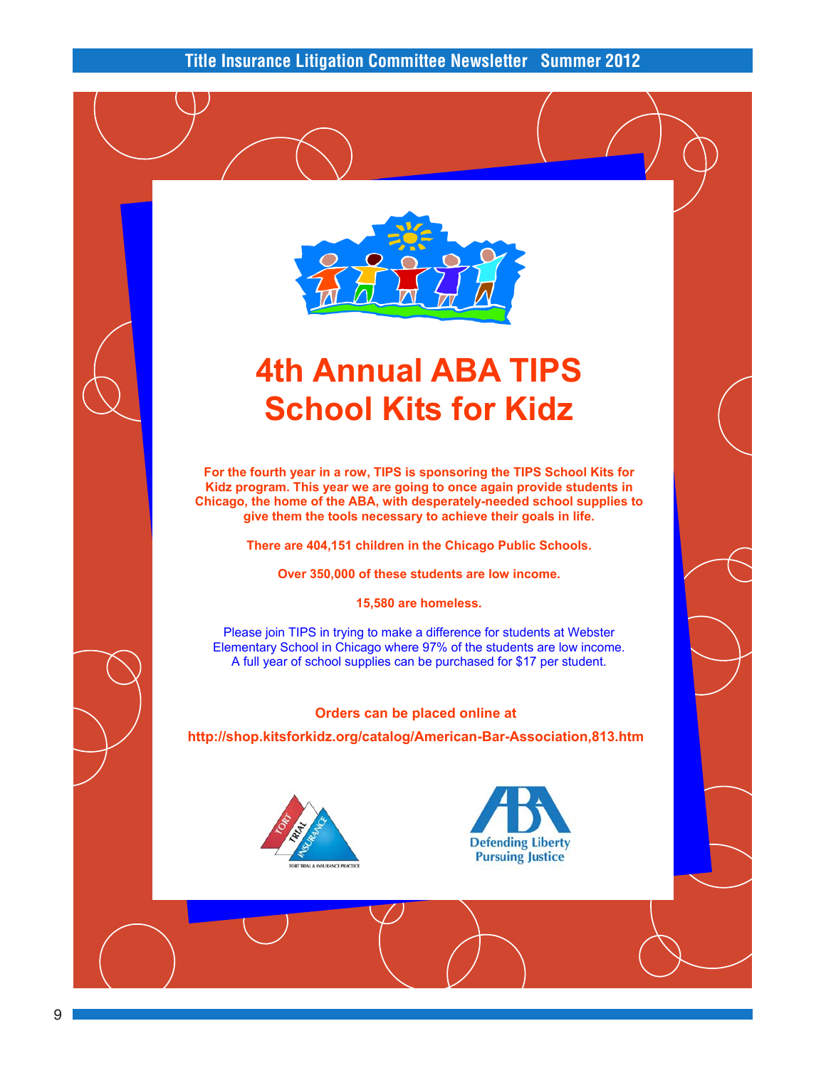# 4th Annual ABA TIPS School Kits for Kidz

**For the fourth year in a row, TIPS is sponsoring the TIPS School Kits for Kidz program. This year we are going to once again provide students in Chicago, the home of the ABA, with desperately-needed school supplies to give them the tools necessary to achieve their goals in life.**

**There are 404,151 children in the Chicago Public Schools.**

**Over 350,000 of these students are low income.**

**15,580 are homeless.**

Please join TIPS in trying to make a difference for students at Webster Elementary School in Chicago where 97% of the students are low income. A full year of school supplies can be purchased for $17 per student.

**Orders can be placed online at**

**http://shop.kitsforkidz.org/catalog/American-Bar-Association,813.htm**

TORT TRIAL INSURANCE — TORT TRIAL & INSURANCE PRACTICE

ABA — Defending Liberty Pursuing Justice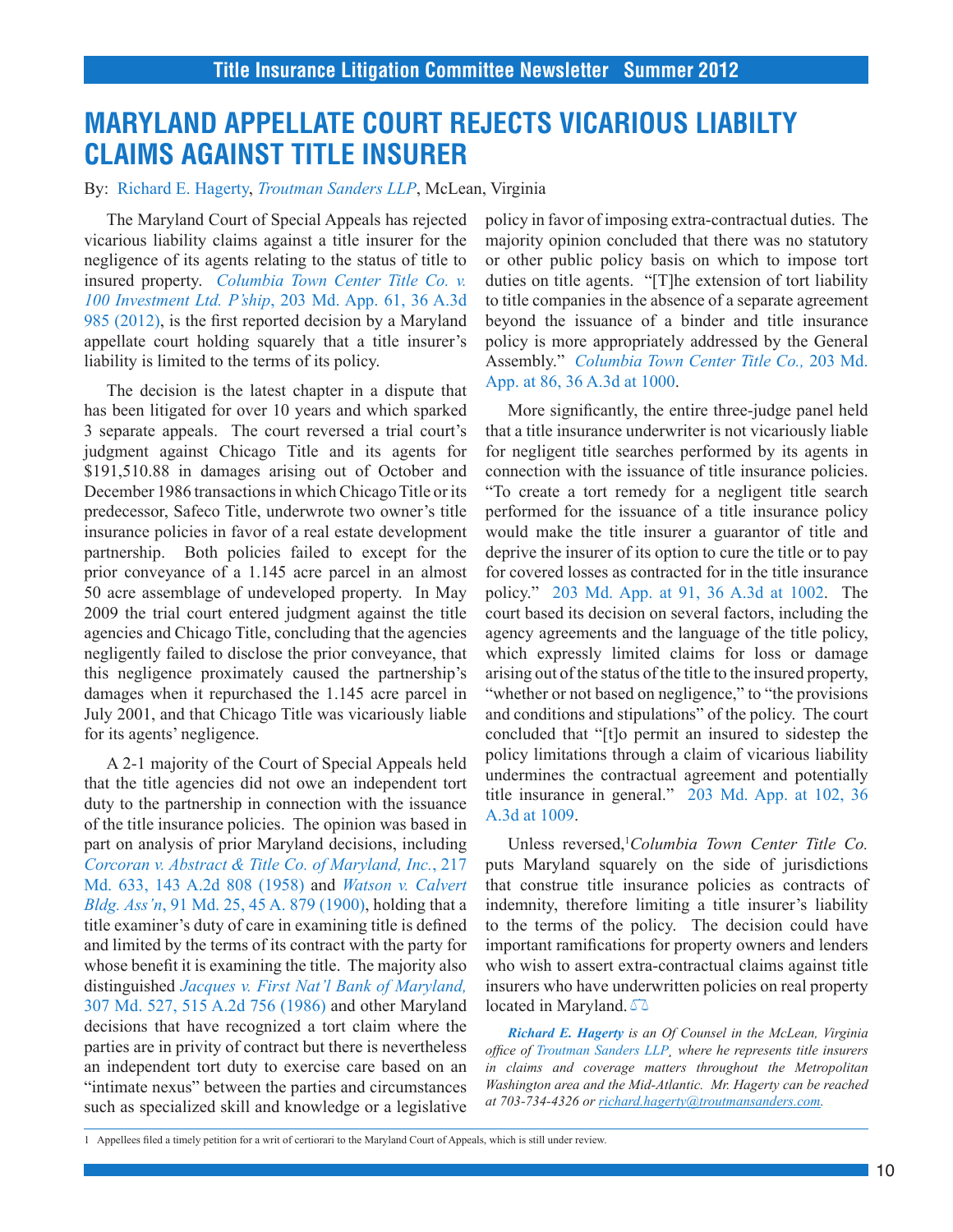# MARYLAND APPELLATE COURT REJECTS VICARIOUS LIABILTY CLAIMS AGAINST TITLE INSURER

By: Richard E. Hagerty, *Troutman Sanders LLP*, McLean, Virginia

The Maryland Court of Special Appeals has rejected vicarious liability claims against a title insurer for the negligence of its agents relating to the status of title to insured property. *Columbia Town Center Title Co. v. 100 Investment Ltd. P'ship*, 203 Md. App. 61, 36 A.3d 985 (2012), is the first reported decision by a Maryland appellate court holding squarely that a title insurer's liability is limited to the terms of its policy.

The decision is the latest chapter in a dispute that has been litigated for over 10 years and which sparked 3 separate appeals. The court reversed a trial court's judgment against Chicago Title and its agents for $191,510.88 in damages arising out of October and December 1986 transactions in which Chicago Title or its predecessor, Safeco Title, underwrote two owner's title insurance policies in favor of a real estate development partnership. Both policies failed to except for the prior conveyance of a 1.145 acre parcel in an almost 50 acre assemblage of undeveloped property. In May 2009 the trial court entered judgment against the title agencies and Chicago Title, concluding that the agencies negligently failed to disclose the prior conveyance, that this negligence proximately caused the partnership's damages when it repurchased the 1.145 acre parcel in July 2001, and that Chicago Title was vicariously liable for its agents' negligence.

A 2-1 majority of the Court of Special Appeals held that the title agencies did not owe an independent tort duty to the partnership in connection with the issuance of the title insurance policies. The opinion was based in part on analysis of prior Maryland decisions, including *Corcoran v. Abstract & Title Co. of Maryland, Inc.*, 217 Md. 633, 143 A.2d 808 (1958) and *Watson v. Calvert Bldg. Ass'n*, 91 Md. 25, 45 A. 879 (1900), holding that a title examiner's duty of care in examining title is defined and limited by the terms of its contract with the party for whose benefit it is examining the title. The majority also distinguished *Jacques v. First Nat'l Bank of Maryland,* 307 Md. 527, 515 A.2d 756 (1986) and other Maryland decisions that have recognized a tort claim where the parties are in privity of contract but there is nevertheless an independent tort duty to exercise care based on an "intimate nexus" between the parties and circumstances such as specialized skill and knowledge or a legislative policy in favor of imposing extra-contractual duties. The majority opinion concluded that there was no statutory or other public policy basis on which to impose tort duties on title agents. "[T]he extension of tort liability to title companies in the absence of a separate agreement beyond the issuance of a binder and title insurance policy is more appropriately addressed by the General Assembly." *Columbia Town Center Title Co.,* 203 Md. App. at 86, 36 A.3d at 1000.

More significantly, the entire three-judge panel held that a title insurance underwriter is not vicariously liable for negligent title searches performed by its agents in connection with the issuance of title insurance policies. "To create a tort remedy for a negligent title search performed for the issuance of a title insurance policy would make the title insurer a guarantor of title and deprive the insurer of its option to cure the title or to pay for covered losses as contracted for in the title insurance policy." 203 Md. App. at 91, 36 A.3d at 1002. The court based its decision on several factors, including the agency agreements and the language of the title policy, which expressly limited claims for loss or damage arising out of the status of the title to the insured property, "whether or not based on negligence," to "the provisions and conditions and stipulations" of the policy. The court concluded that "[t]o permit an insured to sidestep the policy limitations through a claim of vicarious liability undermines the contractual agreement and potentially title insurance in general." 203 Md. App. at 102, 36 A.3d at 1009.

Unless reversed,[1] *Columbia Town Center Title Co.* puts Maryland squarely on the side of jurisdictions that construe title insurance policies as contracts of indemnity, therefore limiting a title insurer's liability to the terms of the policy. The decision could have important ramifications for property owners and lenders who wish to assert extra-contractual claims against title insurers who have underwritten policies on real property located in Maryland.

***Richard E. Hagerty*** *is an Of Counsel in the McLean, Virginia office of Troutman Sanders LLP, where he represents title insurers in claims and coverage matters throughout the Metropolitan Washington area and the Mid-Atlantic. Mr. Hagerty can be reached at 703-734-4326 or richard.hagerty@troutmansanders.com.*

---

1 Appellees filed a timely petition for a writ of certiorari to the Maryland Court of Appeals, which is still under review.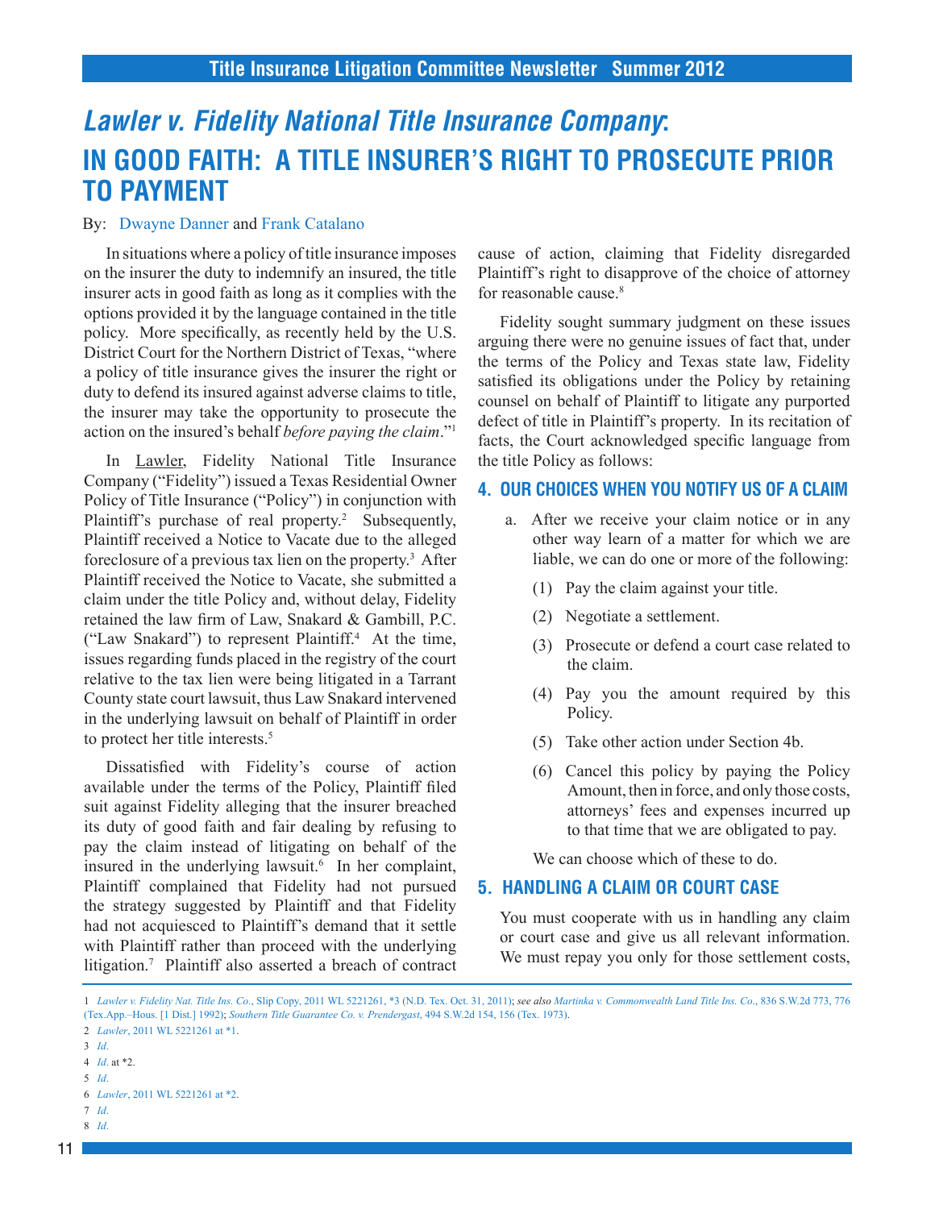# *Lawler v. Fidelity National Title Insurance Company*: IN GOOD FAITH: A TITLE INSURER'S RIGHT TO PROSECUTE PRIOR TO PAYMENT

By: Dwayne Danner and Frank Catalano

In situations where a policy of title insurance imposes on the insurer the duty to indemnify an insured, the title insurer acts in good faith as long as it complies with the options provided it by the language contained in the title policy. More specifically, as recently held by the U.S. District Court for the Northern District of Texas, "where a policy of title insurance gives the insurer the right or duty to defend its insured against adverse claims to title, the insurer may take the opportunity to prosecute the action on the insured's behalf *before paying the claim*."[1]

In Lawler, Fidelity National Title Insurance Company ("Fidelity") issued a Texas Residential Owner Policy of Title Insurance ("Policy") in conjunction with Plaintiff's purchase of real property.[2] Subsequently, Plaintiff received a Notice to Vacate due to the alleged foreclosure of a previous tax lien on the property.[3] After Plaintiff received the Notice to Vacate, she submitted a claim under the title Policy and, without delay, Fidelity retained the law firm of Law, Snakard & Gambill, P.C. ("Law Snakard") to represent Plaintiff.[4] At the time, issues regarding funds placed in the registry of the court relative to the tax lien were being litigated in a Tarrant County state court lawsuit, thus Law Snakard intervened in the underlying lawsuit on behalf of Plaintiff in order to protect her title interests.[5]

Dissatisfied with Fidelity's course of action available under the terms of the Policy, Plaintiff filed suit against Fidelity alleging that the insurer breached its duty of good faith and fair dealing by refusing to pay the claim instead of litigating on behalf of the insured in the underlying lawsuit.[6] In her complaint, Plaintiff complained that Fidelity had not pursued the strategy suggested by Plaintiff and that Fidelity had not acquiesced to Plaintiff's demand that it settle with Plaintiff rather than proceed with the underlying litigation.[7] Plaintiff also asserted a breach of contract cause of action, claiming that Fidelity disregarded Plaintiff's right to disapprove of the choice of attorney for reasonable cause.[8]

Fidelity sought summary judgment on these issues arguing there were no genuine issues of fact that, under the terms of the Policy and Texas state law, Fidelity satisfied its obligations under the Policy by retaining counsel on behalf of Plaintiff to litigate any purported defect of title in Plaintiff's property. In its recitation of facts, the Court acknowledged specific language from the title Policy as follows:

### 4. OUR CHOICES WHEN YOU NOTIFY US OF A CLAIM

a. After we receive your claim notice or in any other way learn of a matter for which we are liable, we can do one or more of the following:

(1) Pay the claim against your title.

(2) Negotiate a settlement.

(3) Prosecute or defend a court case related to the claim.

(4) Pay you the amount required by this Policy.

(5) Take other action under Section 4b.

(6) Cancel this policy by paying the Policy Amount, then in force, and only those costs, attorneys' fees and expenses incurred up to that time that we are obligated to pay.

We can choose which of these to do.

### 5. HANDLING A CLAIM OR COURT CASE

You must cooperate with us in handling any claim or court case and give us all relevant information. We must repay you only for those settlement costs,

---

1 *Lawler v. Fidelity Nat. Title Ins. Co.*, Slip Copy, 2011 WL 5221261, *3 (N.D. Tex. Oct. 31, 2011); *see also Martinka v. Commonwealth Land Title Ins. Co.*, 836 S.W.2d 773, 776 (Tex.App.–Hous. [1 Dist.] 1992); *Southern Title Guarantee Co. v. Prendergast*, 494 S.W.2d 154, 156 (Tex. 1973).

2 *Lawler*, 2011 WL 5221261 at *1.

3 *Id*.

4 *Id*. at *2.

5 *Id*.

6 *Lawler*, 2011 WL 5221261 at *2.

7 *Id*.

8 *Id*.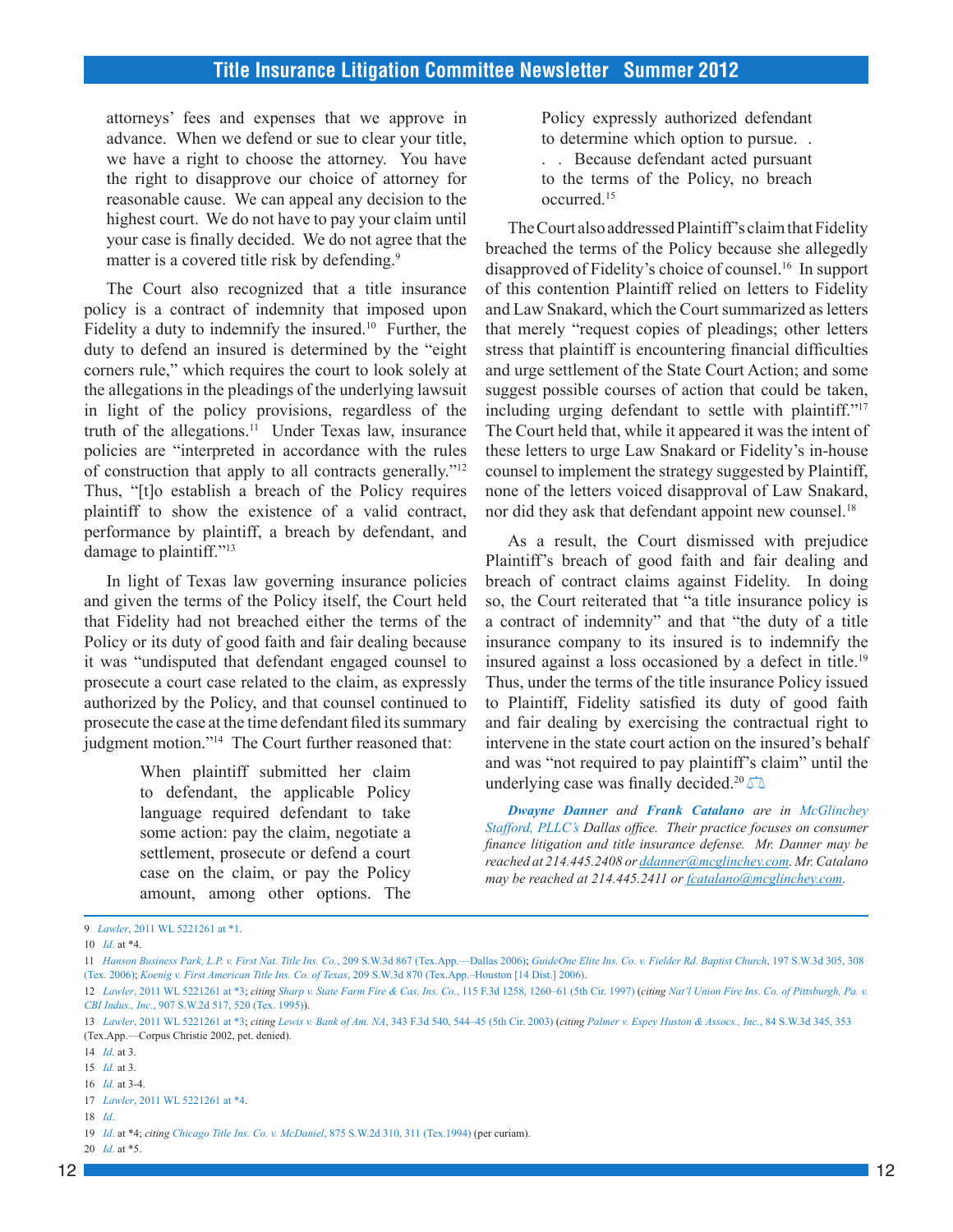attorneys' fees and expenses that we approve in advance. When we defend or sue to clear your title, we have a right to choose the attorney. You have the right to disapprove our choice of attorney for reasonable cause. We can appeal any decision to the highest court. We do not have to pay your claim until your case is finally decided. We do not agree that the matter is a covered title risk by defending.[9]

The Court also recognized that a title insurance policy is a contract of indemnity that imposed upon Fidelity a duty to indemnify the insured.[10] Further, the duty to defend an insured is determined by the "eight corners rule," which requires the court to look solely at the allegations in the pleadings of the underlying lawsuit in light of the policy provisions, regardless of the truth of the allegations.[11] Under Texas law, insurance policies are "interpreted in accordance with the rules of construction that apply to all contracts generally."[12] Thus, "[t]o establish a breach of the Policy requires plaintiff to show the existence of a valid contract, performance by plaintiff, a breach by defendant, and damage to plaintiff."[13]

In light of Texas law governing insurance policies and given the terms of the Policy itself, the Court held that Fidelity had not breached either the terms of the Policy or its duty of good faith and fair dealing because it was "undisputed that defendant engaged counsel to prosecute a court case related to the claim, as expressly authorized by the Policy, and that counsel continued to prosecute the case at the time defendant filed its summary judgment motion."[14] The Court further reasoned that:

> When plaintiff submitted her claim to defendant, the applicable Policy language required defendant to take some action: pay the claim, negotiate a settlement, prosecute or defend a court case on the claim, or pay the Policy amount, among other options. The Policy expressly authorized defendant to determine which option to pursue. . . . Because defendant acted pursuant to the terms of the Policy, no breach occurred.[15]

The Court also addressed Plaintiff's claim that Fidelity breached the terms of the Policy because she allegedly disapproved of Fidelity's choice of counsel.[16] In support of this contention Plaintiff relied on letters to Fidelity and Law Snakard, which the Court summarized as letters that merely "request copies of pleadings; other letters stress that plaintiff is encountering financial difficulties and urge settlement of the State Court Action; and some suggest possible courses of action that could be taken, including urging defendant to settle with plaintiff."[17] The Court held that, while it appeared it was the intent of these letters to urge Law Snakard or Fidelity's in-house counsel to implement the strategy suggested by Plaintiff, none of the letters voiced disapproval of Law Snakard, nor did they ask that defendant appoint new counsel.[18]

As a result, the Court dismissed with prejudice Plaintiff's breach of good faith and fair dealing and breach of contract claims against Fidelity. In doing so, the Court reiterated that "a title insurance policy is a contract of indemnity" and that "the duty of a title insurance company to its insured is to indemnify the insured against a loss occasioned by a defect in title.[19] Thus, under the terms of the title insurance Policy issued to Plaintiff, Fidelity satisfied its duty of good faith and fair dealing by exercising the contractual right to intervene in the state court action on the insured's behalf and was "not required to pay plaintiff's claim" until the underlying case was finally decided.[20]

***Dwayne Danner** and **Frank Catalano** are in McGlinchey Stafford, PLLC's Dallas office. Their practice focuses on consumer finance litigation and title insurance defense. Mr. Danner may be reached at 214.445.2408 or ddanner@mcglinchey.com. Mr. Catalano may be reached at 214.445.2411 or fcatalano@mcglinchey.com.*

---

9 *Lawler*, 2011 WL 5221261 at *1.

10 *Id*. at *4.

11 *Hanson Business Park, L.P. v. First Nat. Title Ins. Co.*, 209 S.W.3d 867 (Tex.App.—Dallas 2006); *GuideOne Elite Ins. Co. v. Fielder Rd. Baptist Church*, 197 S.W.3d 305, 308 (Tex. 2006); *Koenig v. First American Title Ins. Co. of Texas*, 209 S.W.3d 870 (Tex.App.–Houston [14 Dist.] 2006).

12 *Lawler*, 2011 WL 5221261 at *3; *citing Sharp v. State Farm Fire & Cas. Ins. Co.*, 115 F.3d 1258, 1260–61 (5th Cir. 1997) (*citing Nat'l Union Fire Ins. Co. of Pittsburgh, Pa. v. CBI Indus., Inc.*, 907 S.W.2d 517, 520 (Tex. 1995)).

13 *Lawler*, 2011 WL 5221261 at *3; *citing Lewis v. Bank of Am. NA*, 343 F.3d 540, 544–45 (5th Cir. 2003) (*citing Palmer v. Espey Huston & Assocs., Inc.*, 84 S.W.3d 345, 353 (Tex.App.—Corpus Christie 2002, pet. denied).

14 *Id*. at 3.

15 *Id*. at 3.

16 *Id*. at 3-4.

17 *Lawler*, 2011 WL 5221261 at *4.

18 *Id*.

19 *Id*. at *4; *citing Chicago Title Ins. Co. v. McDaniel*, 875 S.W.2d 310, 311 (Tex.1994) (per curiam).

20 *Id*. at *5.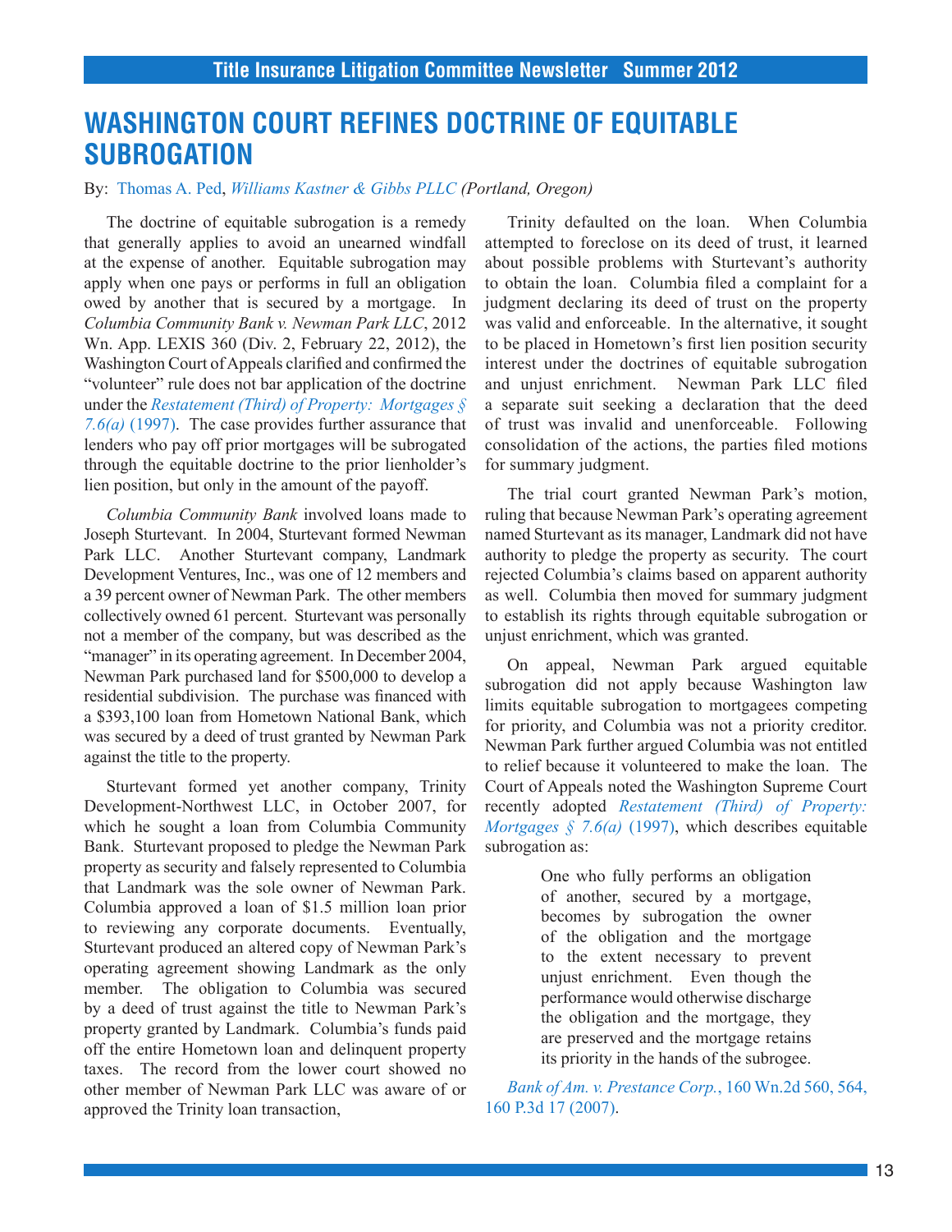# WASHINGTON COURT REFINES DOCTRINE OF EQUITABLE SUBROGATION

By: Thomas A. Ped, *Williams Kastner & Gibbs PLLC (Portland, Oregon)*

The doctrine of equitable subrogation is a remedy that generally applies to avoid an unearned windfall at the expense of another. Equitable subrogation may apply when one pays or performs in full an obligation owed by another that is secured by a mortgage. In *Columbia Community Bank v. Newman Park LLC*, 2012 Wn. App. LEXIS 360 (Div. 2, February 22, 2012), the Washington Court of Appeals clarified and confirmed the "volunteer" rule does not bar application of the doctrine under the *Restatement (Third) of Property: Mortgages § 7.6(a)* (1997). The case provides further assurance that lenders who pay off prior mortgages will be subrogated through the equitable doctrine to the prior lienholder's lien position, but only in the amount of the payoff.

*Columbia Community Bank* involved loans made to Joseph Sturtevant. In 2004, Sturtevant formed Newman Park LLC. Another Sturtevant company, Landmark Development Ventures, Inc., was one of 12 members and a 39 percent owner of Newman Park. The other members collectively owned 61 percent. Sturtevant was personally not a member of the company, but was described as the "manager" in its operating agreement. In December 2004, Newman Park purchased land for $500,000 to develop a residential subdivision. The purchase was financed with a $393,100 loan from Hometown National Bank, which was secured by a deed of trust granted by Newman Park against the title to the property.

Sturtevant formed yet another company, Trinity Development-Northwest LLC, in October 2007, for which he sought a loan from Columbia Community Bank. Sturtevant proposed to pledge the Newman Park property as security and falsely represented to Columbia that Landmark was the sole owner of Newman Park. Columbia approved a loan of $1.5 million loan prior to reviewing any corporate documents. Eventually, Sturtevant produced an altered copy of Newman Park's operating agreement showing Landmark as the only member. The obligation to Columbia was secured by a deed of trust against the title to Newman Park's property granted by Landmark. Columbia's funds paid off the entire Hometown loan and delinquent property taxes. The record from the lower court showed no other member of Newman Park LLC was aware of or approved the Trinity loan transaction,

Trinity defaulted on the loan. When Columbia attempted to foreclose on its deed of trust, it learned about possible problems with Sturtevant's authority to obtain the loan. Columbia filed a complaint for a judgment declaring its deed of trust on the property was valid and enforceable. In the alternative, it sought to be placed in Hometown's first lien position security interest under the doctrines of equitable subrogation and unjust enrichment. Newman Park LLC filed a separate suit seeking a declaration that the deed of trust was invalid and unenforceable. Following consolidation of the actions, the parties filed motions for summary judgment.

The trial court granted Newman Park's motion, ruling that because Newman Park's operating agreement named Sturtevant as its manager, Landmark did not have authority to pledge the property as security. The court rejected Columbia's claims based on apparent authority as well. Columbia then moved for summary judgment to establish its rights through equitable subrogation or unjust enrichment, which was granted.

On appeal, Newman Park argued equitable subrogation did not apply because Washington law limits equitable subrogation to mortgagees competing for priority, and Columbia was not a priority creditor. Newman Park further argued Columbia was not entitled to relief because it volunteered to make the loan. The Court of Appeals noted the Washington Supreme Court recently adopted *Restatement (Third) of Property: Mortgages § 7.6(a)* (1997), which describes equitable subrogation as:

> One who fully performs an obligation of another, secured by a mortgage, becomes by subrogation the owner of the obligation and the mortgage to the extent necessary to prevent unjust enrichment. Even though the performance would otherwise discharge the obligation and the mortgage, they are preserved and the mortgage retains its priority in the hands of the subrogee.

*Bank of Am. v. Prestance Corp.*, 160 Wn.2d 560, 564, 160 P.3d 17 (2007).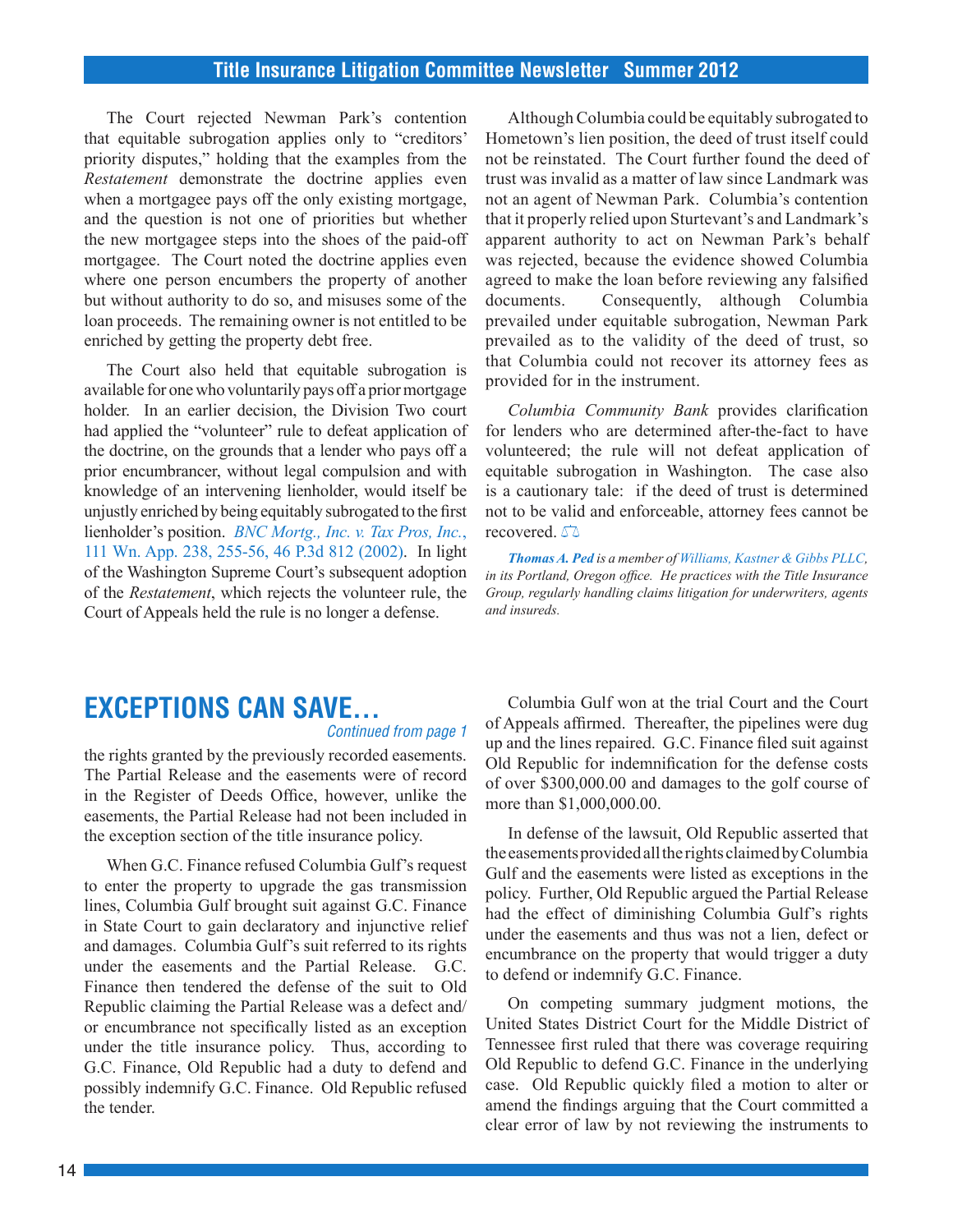The Court rejected Newman Park's contention that equitable subrogation applies only to "creditors' priority disputes," holding that the examples from the *Restatement* demonstrate the doctrine applies even when a mortgagee pays off the only existing mortgage, and the question is not one of priorities but whether the new mortgagee steps into the shoes of the paid-off mortgagee. The Court noted the doctrine applies even where one person encumbers the property of another but without authority to do so, and misuses some of the loan proceeds. The remaining owner is not entitled to be enriched by getting the property debt free.

The Court also held that equitable subrogation is available for one who voluntarily pays off a prior mortgage holder. In an earlier decision, the Division Two court had applied the "volunteer" rule to defeat application of the doctrine, on the grounds that a lender who pays off a prior encumbrancer, without legal compulsion and with knowledge of an intervening lienholder, would itself be unjustly enriched by being equitably subrogated to the first lienholder's position. *BNC Mortg., Inc. v. Tax Pros, Inc.*, 111 Wn. App. 238, 255-56, 46 P.3d 812 (2002). In light of the Washington Supreme Court's subsequent adoption of the *Restatement*, which rejects the volunteer rule, the Court of Appeals held the rule is no longer a defense.

Although Columbia could be equitably subrogated to Hometown's lien position, the deed of trust itself could not be reinstated. The Court further found the deed of trust was invalid as a matter of law since Landmark was not an agent of Newman Park. Columbia's contention that it properly relied upon Sturtevant's and Landmark's apparent authority to act on Newman Park's behalf was rejected, because the evidence showed Columbia agreed to make the loan before reviewing any falsified documents. Consequently, although Columbia prevailed under equitable subrogation, Newman Park prevailed as to the validity of the deed of trust, so that Columbia could not recover its attorney fees as provided for in the instrument.

*Columbia Community Bank* provides clarification for lenders who are determined after-the-fact to have volunteered; the rule will not defeat application of equitable subrogation in Washington. The case also is a cautionary tale: if the deed of trust is determined not to be valid and enforceable, attorney fees cannot be recovered. ⚖

***Thomas A. Ped** is a member of Williams, Kastner & Gibbs PLLC, in its Portland, Oregon office. He practices with the Title Insurance Group, regularly handling claims litigation for underwriters, agents and insureds.*

## EXCEPTIONS CAN SAVE...

*Continued from page 1*

the rights granted by the previously recorded easements. The Partial Release and the easements were of record in the Register of Deeds Office, however, unlike the easements, the Partial Release had not been included in the exception section of the title insurance policy.

When G.C. Finance refused Columbia Gulf's request to enter the property to upgrade the gas transmission lines, Columbia Gulf brought suit against G.C. Finance in State Court to gain declaratory and injunctive relief and damages. Columbia Gulf's suit referred to its rights under the easements and the Partial Release. G.C. Finance then tendered the defense of the suit to Old Republic claiming the Partial Release was a defect and/or encumbrance not specifically listed as an exception under the title insurance policy. Thus, according to G.C. Finance, Old Republic had a duty to defend and possibly indemnify G.C. Finance. Old Republic refused the tender.

Columbia Gulf won at the trial Court and the Court of Appeals affirmed. Thereafter, the pipelines were dug up and the lines repaired. G.C. Finance filed suit against Old Republic for indemnification for the defense costs of over $300,000.00 and damages to the golf course of more than $1,000,000.00.

In defense of the lawsuit, Old Republic asserted that the easements provided all the rights claimed by Columbia Gulf and the easements were listed as exceptions in the policy. Further, Old Republic argued the Partial Release had the effect of diminishing Columbia Gulf's rights under the easements and thus was not a lien, defect or encumbrance on the property that would trigger a duty to defend or indemnify G.C. Finance.

On competing summary judgment motions, the United States District Court for the Middle District of Tennessee first ruled that there was coverage requiring Old Republic to defend G.C. Finance in the underlying case. Old Republic quickly filed a motion to alter or amend the findings arguing that the Court committed a clear error of law by not reviewing the instruments to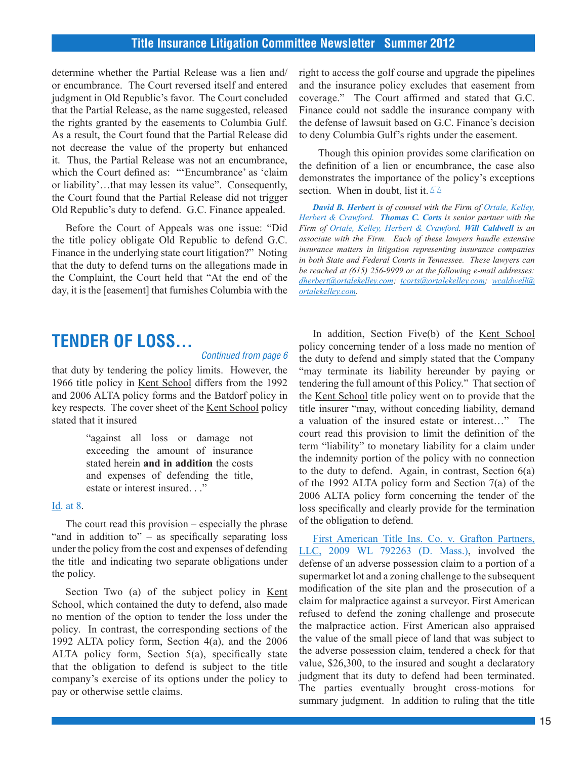determine whether the Partial Release was a lien and/or encumbrance. The Court reversed itself and entered judgment in Old Republic's favor. The Court concluded that the Partial Release, as the name suggested, released the rights granted by the easements to Columbia Gulf. As a result, the Court found that the Partial Release did not decrease the value of the property but enhanced it. Thus, the Partial Release was not an encumbrance, which the Court defined as: "'Encumbrance' as 'claim or liability'…that may lessen its value". Consequently, the Court found that the Partial Release did not trigger Old Republic's duty to defend. G.C. Finance appealed.

Before the Court of Appeals was one issue: "Did the title policy obligate Old Republic to defend G.C. Finance in the underlying state court litigation?" Noting that the duty to defend turns on the allegations made in the Complaint, the Court held that "At the end of the day, it is the [easement] that furnishes Columbia with the right to access the golf course and upgrade the pipelines and the insurance policy excludes that easement from coverage." The Court affirmed and stated that G.C. Finance could not saddle the insurance company with the defense of lawsuit based on G.C. Finance's decision to deny Columbia Gulf's rights under the easement.

Though this opinion provides some clarification on the definition of a lien or encumbrance, the case also demonstrates the importance of the policy's exceptions section. When in doubt, list it.

***David B. Herbert** is of counsel with the Firm of Ortale, Kelley, Herbert & Crawford. **Thomas C. Corts** is senior partner with the Firm of Ortale, Kelley, Herbert & Crawford. **Will Caldwell** is an associate with the Firm. Each of these lawyers handle extensive insurance matters in litigation representing insurance companies in both State and Federal Courts in Tennessee. These lawyers can be reached at (615) 256-9999 or at the following e-mail addresses: dherbert@ortalekelley.com; tcorts@ortalekelley.com; wcaldwell@ortalekelley.com.*

# TENDER OF LOSS...

*Continued from page 6*

that duty by tendering the policy limits. However, the 1966 title policy in Kent School differs from the 1992 and 2006 ALTA policy forms and the Batdorf policy in key respects. The cover sheet of the Kent School policy stated that it insured

> "against all loss or damage not exceeding the amount of insurance stated herein **and in addition** the costs and expenses of defending the title, estate or interest insured. . ."

Id. at 8.

The court read this provision – especially the phrase "and in addition to" – as specifically separating loss under the policy from the cost and expenses of defending the title and indicating two separate obligations under the policy.

Section Two (a) of the subject policy in Kent School, which contained the duty to defend, also made no mention of the option to tender the loss under the policy. In contrast, the corresponding sections of the 1992 ALTA policy form, Section 4(a), and the 2006 ALTA policy form, Section 5(a), specifically state that the obligation to defend is subject to the title company's exercise of its options under the policy to pay or otherwise settle claims.

In addition, Section Five(b) of the Kent School policy concerning tender of a loss made no mention of the duty to defend and simply stated that the Company "may terminate its liability hereunder by paying or tendering the full amount of this Policy." That section of the Kent School title policy went on to provide that the title insurer "may, without conceding liability, demand a valuation of the insured estate or interest…" The court read this provision to limit the definition of the term "liability" to monetary liability for a claim under the indemnity portion of the policy with no connection to the duty to defend. Again, in contrast, Section 6(a) of the 1992 ALTA policy form and Section 7(a) of the 2006 ALTA policy form concerning the tender of the loss specifically and clearly provide for the termination of the obligation to defend.

First American Title Ins. Co. v. Grafton Partners, LLC, 2009 WL 792263 (D. Mass.), involved the defense of an adverse possession claim to a portion of a supermarket lot and a zoning challenge to the subsequent modification of the site plan and the prosecution of a claim for malpractice against a surveyor. First American refused to defend the zoning challenge and prosecute the malpractice action. First American also appraised the value of the small piece of land that was subject to the adverse possession claim, tendered a check for that value, $26,300, to the insured and sought a declaratory judgment that its duty to defend had been terminated. The parties eventually brought cross-motions for summary judgment. In addition to ruling that the title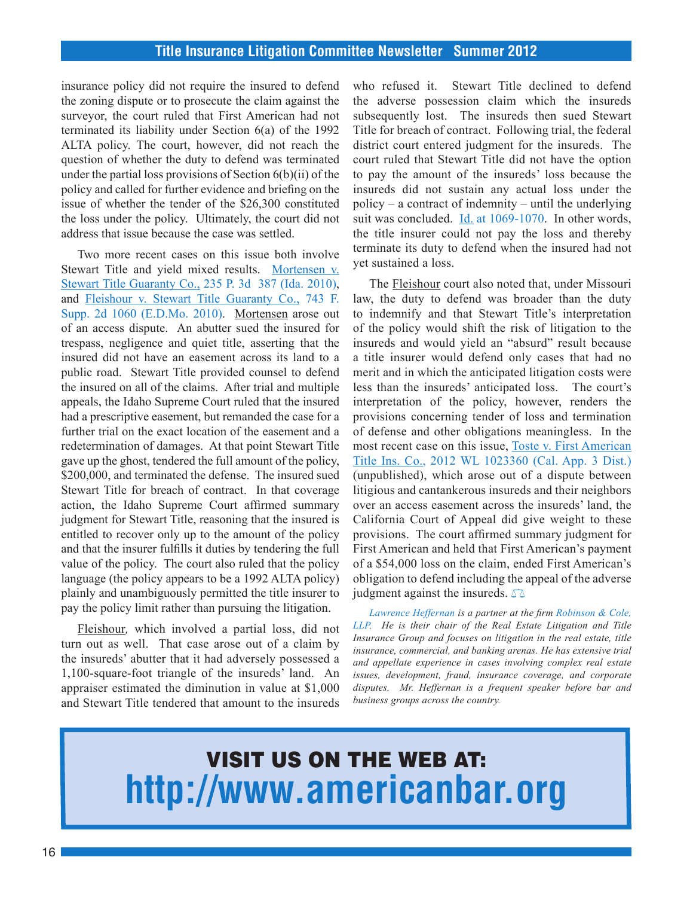insurance policy did not require the insured to defend the zoning dispute or to prosecute the claim against the surveyor, the court ruled that First American had not terminated its liability under Section 6(a) of the 1992 ALTA policy. The court, however, did not reach the question of whether the duty to defend was terminated under the partial loss provisions of Section 6(b)(ii) of the policy and called for further evidence and briefing on the issue of whether the tender of the $26,300 constituted the loss under the policy. Ultimately, the court did not address that issue because the case was settled.

Two more recent cases on this issue both involve Stewart Title and yield mixed results. Mortensen v. Stewart Title Guaranty Co., 235 P. 3d 387 (Ida. 2010), and Fleishour v. Stewart Title Guaranty Co., 743 F. Supp. 2d 1060 (E.D.Mo. 2010). Mortensen arose out of an access dispute. An abutter sued the insured for trespass, negligence and quiet title, asserting that the insured did not have an easement across its land to a public road. Stewart Title provided counsel to defend the insured on all of the claims. After trial and multiple appeals, the Idaho Supreme Court ruled that the insured had a prescriptive easement, but remanded the case for a further trial on the exact location of the easement and a redetermination of damages. At that point Stewart Title gave up the ghost, tendered the full amount of the policy, $200,000, and terminated the defense. The insured sued Stewart Title for breach of contract. In that coverage action, the Idaho Supreme Court affirmed summary judgment for Stewart Title, reasoning that the insured is entitled to recover only up to the amount of the policy and that the insurer fulfills it duties by tendering the full value of the policy. The court also ruled that the policy language (the policy appears to be a 1992 ALTA policy) plainly and unambiguously permitted the title insurer to pay the policy limit rather than pursuing the litigation.

Fleishour*,* which involved a partial loss, did not turn out as well. That case arose out of a claim by the insureds' abutter that it had adversely possessed a 1,100-square-foot triangle of the insureds' land. An appraiser estimated the diminution in value at $1,000 and Stewart Title tendered that amount to the insureds who refused it. Stewart Title declined to defend the adverse possession claim which the insureds subsequently lost. The insureds then sued Stewart Title for breach of contract. Following trial, the federal district court entered judgment for the insureds. The court ruled that Stewart Title did not have the option to pay the amount of the insureds' loss because the insureds did not sustain any actual loss under the policy – a contract of indemnity – until the underlying suit was concluded. Id. at 1069-1070. In other words, the title insurer could not pay the loss and thereby terminate its duty to defend when the insured had not yet sustained a loss.

The Fleishour court also noted that, under Missouri law, the duty to defend was broader than the duty to indemnify and that Stewart Title's interpretation of the policy would shift the risk of litigation to the insureds and would yield an "absurd" result because a title insurer would defend only cases that had no merit and in which the anticipated litigation costs were less than the insureds' anticipated loss. The court's interpretation of the policy, however, renders the provisions concerning tender of loss and termination of defense and other obligations meaningless. In the most recent case on this issue, Toste v. First American Title Ins. Co., 2012 WL 1023360 (Cal. App. 3 Dist.) (unpublished), which arose out of a dispute between litigious and cantankerous insureds and their neighbors over an access easement across the insureds' land, the California Court of Appeal did give weight to these provisions. The court affirmed summary judgment for First American and held that First American's payment of a $54,000 loss on the claim, ended First American's obligation to defend including the appeal of the adverse judgment against the insureds.

*Lawrence Heffernan is a partner at the firm Robinson & Cole, LLP. He is their chair of the Real Estate Litigation and Title Insurance Group and focuses on litigation in the real estate, title insurance, commercial, and banking arenas. He has extensive trial and appellate experience in cases involving complex real estate issues, development, fraud, insurance coverage, and corporate disputes. Mr. Heffernan is a frequent speaker before bar and business groups across the country.*

**VISIT US ON THE WEB AT:**
**http://www.americanbar.org**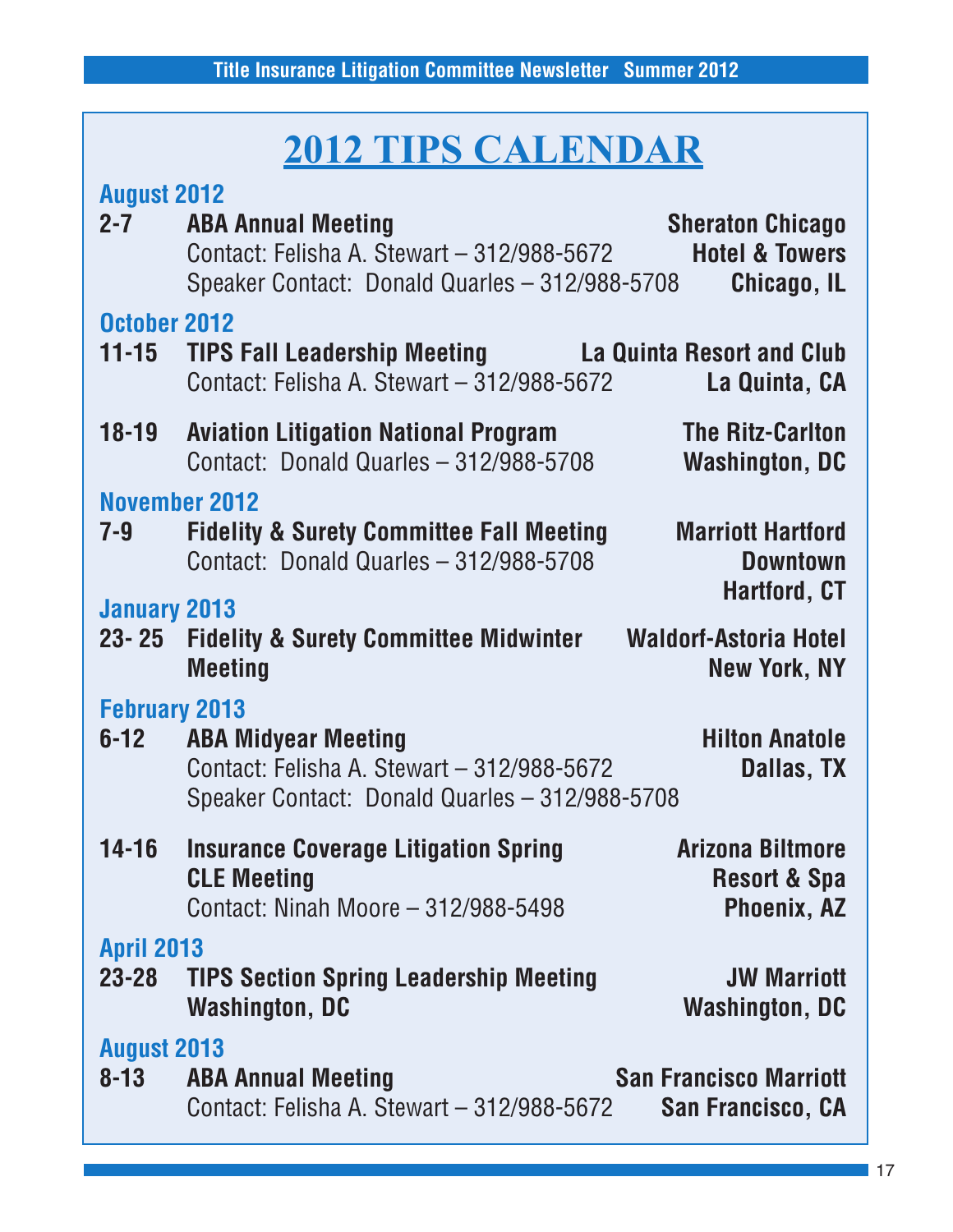# 2012 TIPS CALENDAR

## August 2012

**2-7 ABA Annual Meeting** — **Sheraton Chicago Hotel & Towers, Chicago, IL**
Contact: Felisha A. Stewart – 312/988-5672
Speaker Contact: Donald Quarles – 312/988-5708

## October 2012

**11-15 TIPS Fall Leadership Meeting** — **La Quinta Resort and Club, La Quinta, CA**
Contact: Felisha A. Stewart – 312/988-5672

**18-19 Aviation Litigation National Program** — **The Ritz-Carlton, Washington, DC**
Contact: Donald Quarles – 312/988-5708

## November 2012

**7-9 Fidelity & Surety Committee Fall Meeting** — **Marriott Hartford Downtown, Hartford, CT**
Contact: Donald Quarles – 312/988-5708

## January 2013

**23- 25 Fidelity & Surety Committee Midwinter Meeting** — **Waldorf-Astoria Hotel, New York, NY**

## February 2013

**6-12 ABA Midyear Meeting** — **Hilton Anatole, Dallas, TX**
Contact: Felisha A. Stewart – 312/988-5672
Speaker Contact: Donald Quarles – 312/988-5708

**14-16 Insurance Coverage Litigation Spring CLE Meeting** — **Arizona Biltmore Resort & Spa, Phoenix, AZ**
Contact: Ninah Moore – 312/988-5498

## April 2013

**23-28 TIPS Section Spring Leadership Meeting Washington, DC** — **JW Marriott, Washington, DC**

## August 2013

**8-13 ABA Annual Meeting** — **San Francisco Marriott, San Francisco, CA**
Contact: Felisha A. Stewart – 312/988-5672